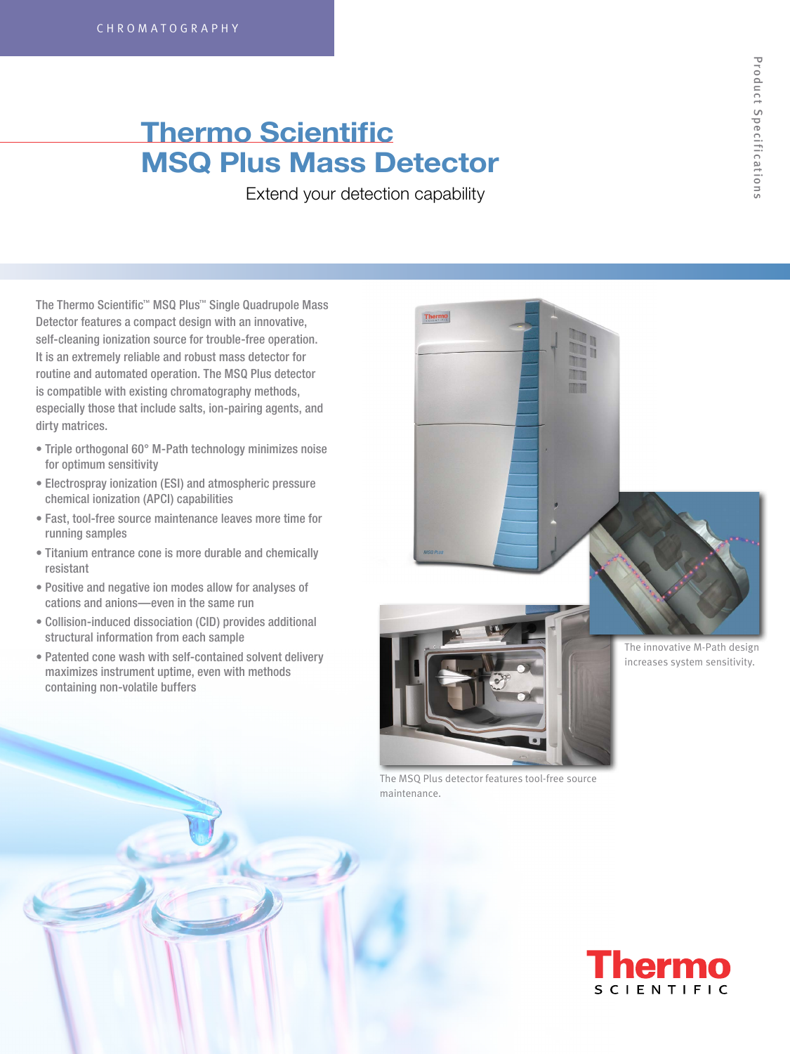CHROMATOGRAPHY

# Thermo Scientific MSQ Plus Mass Detector

Extend your detection capability

Product Specifications

The Thermo Scientific™ MSQ Plus™ Single Quadrupole Mass Detector features a compact design with an innovative, self-cleaning ionization source for trouble-free operation. It is an extremely reliable and robust mass detector for routine and automated operation. The MSQ Plus detector is compatible with existing chromatography methods, especially those that include salts, ion-pairing agents, and dirty matrices.

- Triple orthogonal 60° M-Path technology minimizes noise for optimum sensitivity
- Electrospray ionization (ESI) and atmospheric pressure chemical ionization (APCI) capabilities
- Fast, tool-free source maintenance leaves more time for running samples
- Titanium entrance cone is more durable and chemically resistant
- Positive and negative ion modes allow for analyses of cations and anions—even in the same run
- Collision-induced dissociation (CID) provides additional structural information from each sample
- Patented cone wash with self-contained solvent delivery maximizes instrument uptime, even with methods containing non-volatile buffers

The innovative M-Path design increases system sensitivity.

The MSQ Plus detector features tool-free source maintenance.

Thermo SCIENTIFIC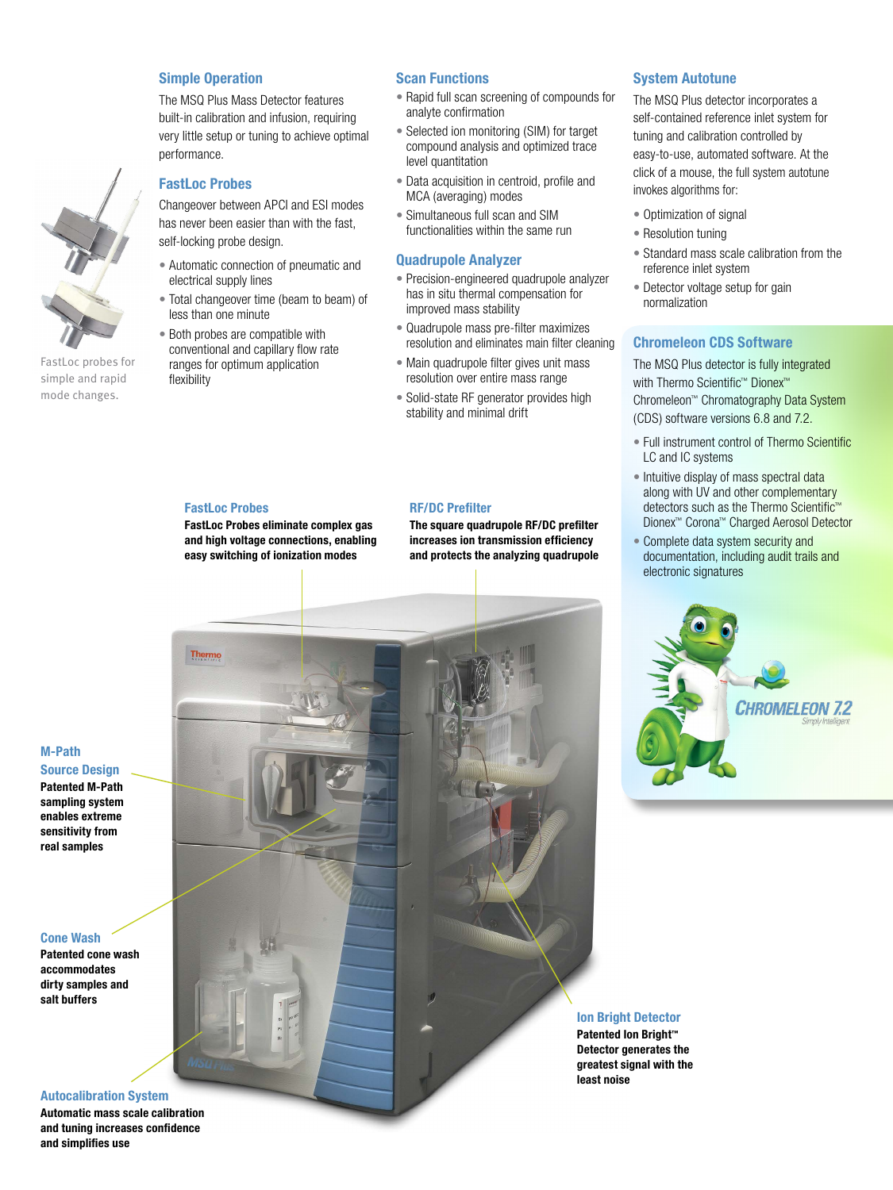## Simple Operation

The MSQ Plus Mass Detector features built-in calibration and infusion, requiring very little setup or tuning to achieve optimal performance.

## FastLoc Probes

Changeover between APCI and ESI modes has never been easier than with the fast, self-locking probe design.

- Automatic connection of pneumatic and electrical supply lines
- Total changeover time (beam to beam) of less than one minute
- Both probes are compatible with conventional and capillary flow rate ranges for optimum application flexibility

FastLoc probes for simple and rapid mode changes.

## Scan Functions

- Rapid full scan screening of compounds for analyte confirmation
- Selected ion monitoring (SIM) for target compound analysis and optimized trace level quantitation
- Data acquisition in centroid, profile and MCA (averaging) modes
- Simultaneous full scan and SIM functionalities within the same run

## Quadrupole Analyzer

- Precision-engineered quadrupole analyzer has in situ thermal compensation for improved mass stability
- Quadrupole mass pre-filter maximizes resolution and eliminates main filter cleaning
- Main quadrupole filter gives unit mass resolution over entire mass range
- Solid-state RF generator provides high stability and minimal drift

## System Autotune

The MSQ Plus detector incorporates a self-contained reference inlet system for tuning and calibration controlled by easy-to-use, automated software. At the click of a mouse, the full system autotune invokes algorithms for:

- Optimization of signal
- Resolution tuning
- Standard mass scale calibration from the reference inlet system
- Detector voltage setup for gain normalization

## Chromeleon CDS Software

The MSQ Plus detector is fully integrated with Thermo Scientific™ Dionex™ Chromeleon™ Chromatography Data System (CDS) software versions 6.8 and 7.2.

- Full instrument control of Thermo Scientific LC and IC systems
- Intuitive display of mass spectral data along with UV and other complementary detectors such as the Thermo Scientific™ Dionex™ Corona™ Charged Aerosol Detector
- Complete data system security and documentation, including audit trails and electronic signatures

### FastLoc Probes

**FastLoc Probes eliminate complex gas and high voltage connections, enabling easy switching of ionization modes**

### RF/DC Prefilter

**The square quadrupole RF/DC prefilter increases ion transmission efficiency and protects the analyzing quadrupole**

### M-Path Source Design

**Patented M-Path sampling system enables extreme sensitivity from real samples**

### Cone Wash

**Patented cone wash accommodates dirty samples and salt buffers**

### Ion Bright Detector

**Patented Ion Bright™ Detector generates the greatest signal with the least noise**

### Autocalibration System

**Automatic mass scale calibration and tuning increases confidence and simplifies use**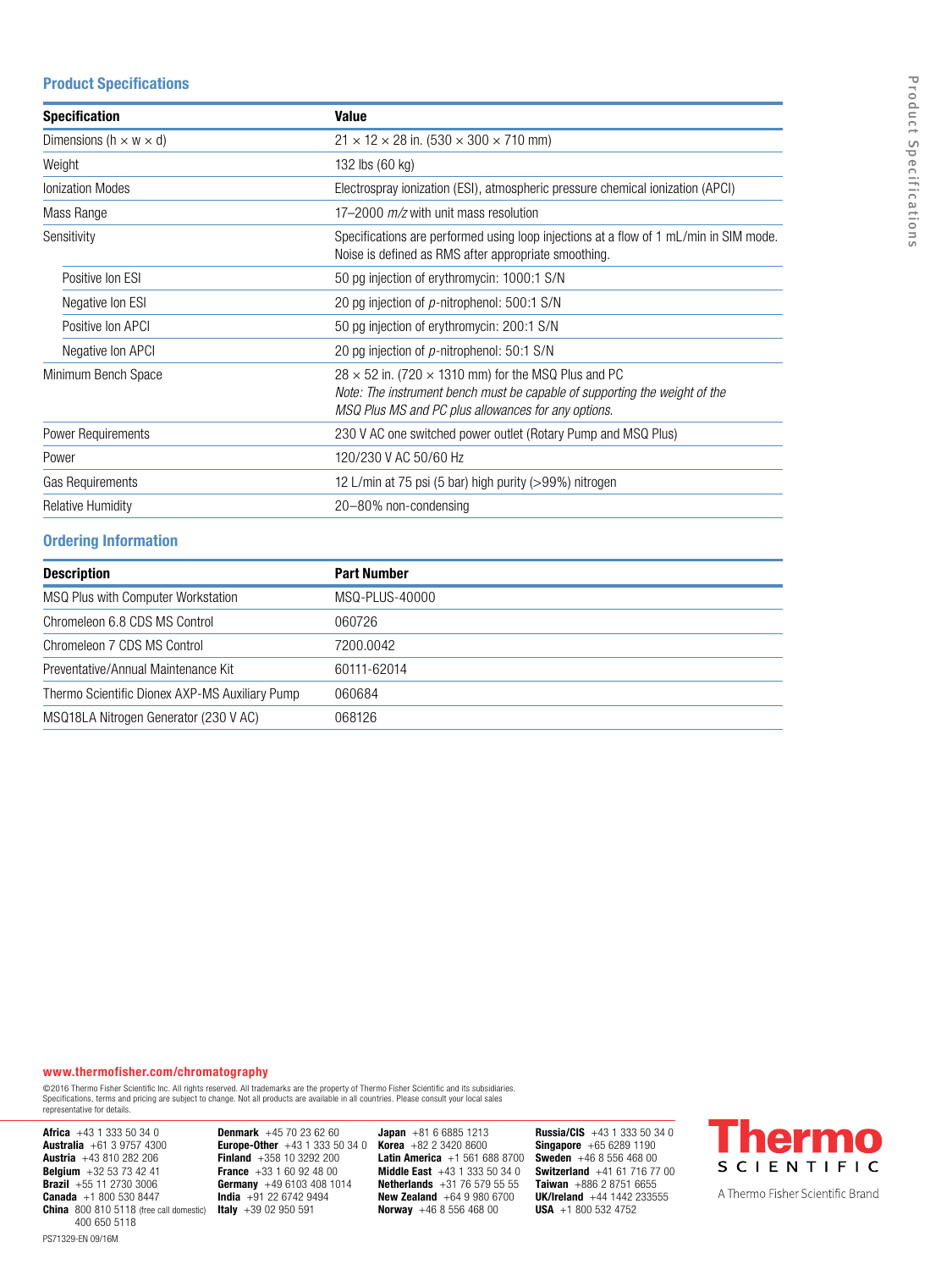## Product Specifications

| Specification | Value |
|---|---|
| Dimensions (h × w × d) | 21 × 12 × 28 in. (530 × 300 × 710 mm) |
| Weight | 132 lbs (60 kg) |
| Ionization Modes | Electrospray ionization (ESI), atmospheric pressure chemical ionization (APCI) |
| Mass Range | 17–2000 *m/z* with unit mass resolution |
| Sensitivity | Specifications are performed using loop injections at a flow of 1 mL/min in SIM mode. Noise is defined as RMS after appropriate smoothing. |
| Positive Ion ESI | 50 pg injection of erythromycin: 1000:1 S/N |
| Negative Ion ESI | 20 pg injection of *p*-nitrophenol: 500:1 S/N |
| Positive Ion APCI | 50 pg injection of erythromycin: 200:1 S/N |
| Negative Ion APCI | 20 pg injection of *p*-nitrophenol: 50:1 S/N |
| Minimum Bench Space | 28 × 52 in. (720 × 1310 mm) for the MSQ Plus and PC *Note: The instrument bench must be capable of supporting the weight of the MSQ Plus MS and PC plus allowances for any options.* |
| Power Requirements | 230 V AC one switched power outlet (Rotary Pump and MSQ Plus) |
| Power | 120/230 V AC 50/60 Hz |
| Gas Requirements | 12 L/min at 75 psi (5 bar) high purity (>99%) nitrogen |
| Relative Humidity | 20–80% non-condensing |

## Ordering Information

| Description | Part Number |
|---|---|
| MSQ Plus with Computer Workstation | MSQ-PLUS-40000 |
| Chromeleon 6.8 CDS MS Control | 060726 |
| Chromeleon 7 CDS MS Control | 7200.0042 |
| Preventative/Annual Maintenance Kit | 60111-62014 |
| Thermo Scientific Dionex AXP-MS Auxiliary Pump | 060684 |
| MSQ18LA Nitrogen Generator (230 V AC) | 068126 |

**www.thermofisher.com/chromatography**

©2016 Thermo Fisher Scientific Inc. All rights reserved. All trademarks are the property of Thermo Fisher Scientific and its subsidiaries. Specifications, terms and pricing are subject to change. Not all products are available in all countries. Please consult your local sales representative for details.

**Africa** +43 1 333 50 34 0
**Australia** +61 3 9757 4300
**Austria** +43 810 282 206
**Belgium** +32 53 73 42 41
**Brazil** +55 11 2730 3006
**Canada** +1 800 530 8447
**China** 800 810 5118 (free call domestic) 400 650 5118
**Denmark** +45 70 23 62 60
**Europe-Other** +43 1 333 50 34 0
**Finland** +358 10 3292 200
**France** +33 1 60 92 48 00
**Germany** +49 6103 408 1014
**India** +91 22 6742 9494
**Italy** +39 02 950 591
**Japan** +81 6 6885 1213
**Korea** +82 2 3420 8600
**Latin America** +1 561 688 8700
**Middle East** +43 1 333 50 34 0
**Netherlands** +31 76 579 55 55
**New Zealand** +64 9 980 6700
**Norway** +46 8 556 468 00
**Russia/CIS** +43 1 333 50 34 0
**Singapore** +65 6289 1190
**Sweden** +46 8 556 468 00
**Switzerland** +41 61 716 77 00
**Taiwan** +886 2 8751 6655
**UK/Ireland** +44 1442 233555
**USA** +1 800 532 4752

Thermo SCIENTIFIC
A Thermo Fisher Scientific Brand

PS71329-EN 09/16M